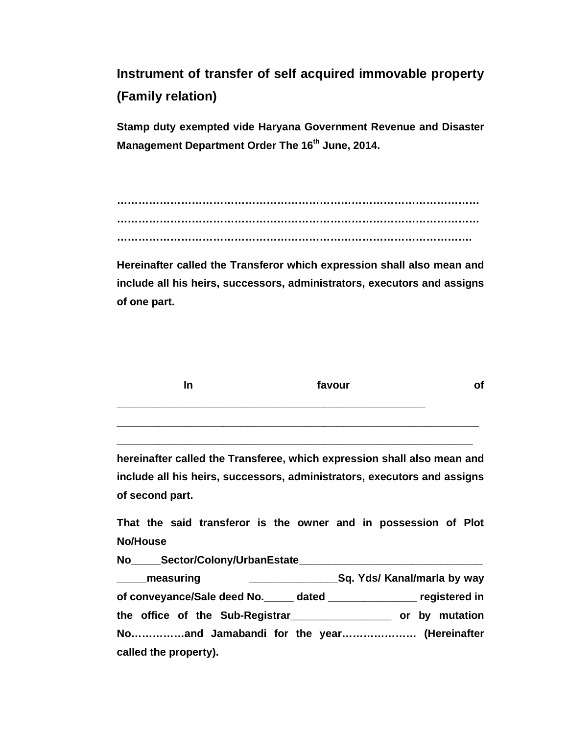# Instrument of transfer of self acquired immovable property (Family relation)

**Stamp duty exempted vide Haryana Government Revenue and Disaster Management Department Order The 16th June, 2014.**

……………………………………………………………………………………
……………………………………………………………………………………
……………………………………………………………………………………

**Hereinafter called the Transferor which expression shall also mean and include all his heirs, successors, administrators, executors and assigns of one part.**

**In favour of**
______________________________________________________
______________________________________________________________
_____________________________________________________________

**hereinafter called the Transferee, which expression shall also mean and include all his heirs, successors, administrators, executors and assigns of second part.**

**That the said transferor is the owner and in possession of Plot No/House No_____Sector/Colony/UrbanEstate_______________________________ _____measuring _______________Sq. Yds/ Kanal/marla by way of conveyance/Sale deed No._____ dated _______________ registered in the office of the Sub-Registrar_________________ or by mutation No……………and Jamabandi for the year…………………. (Hereinafter called the property).**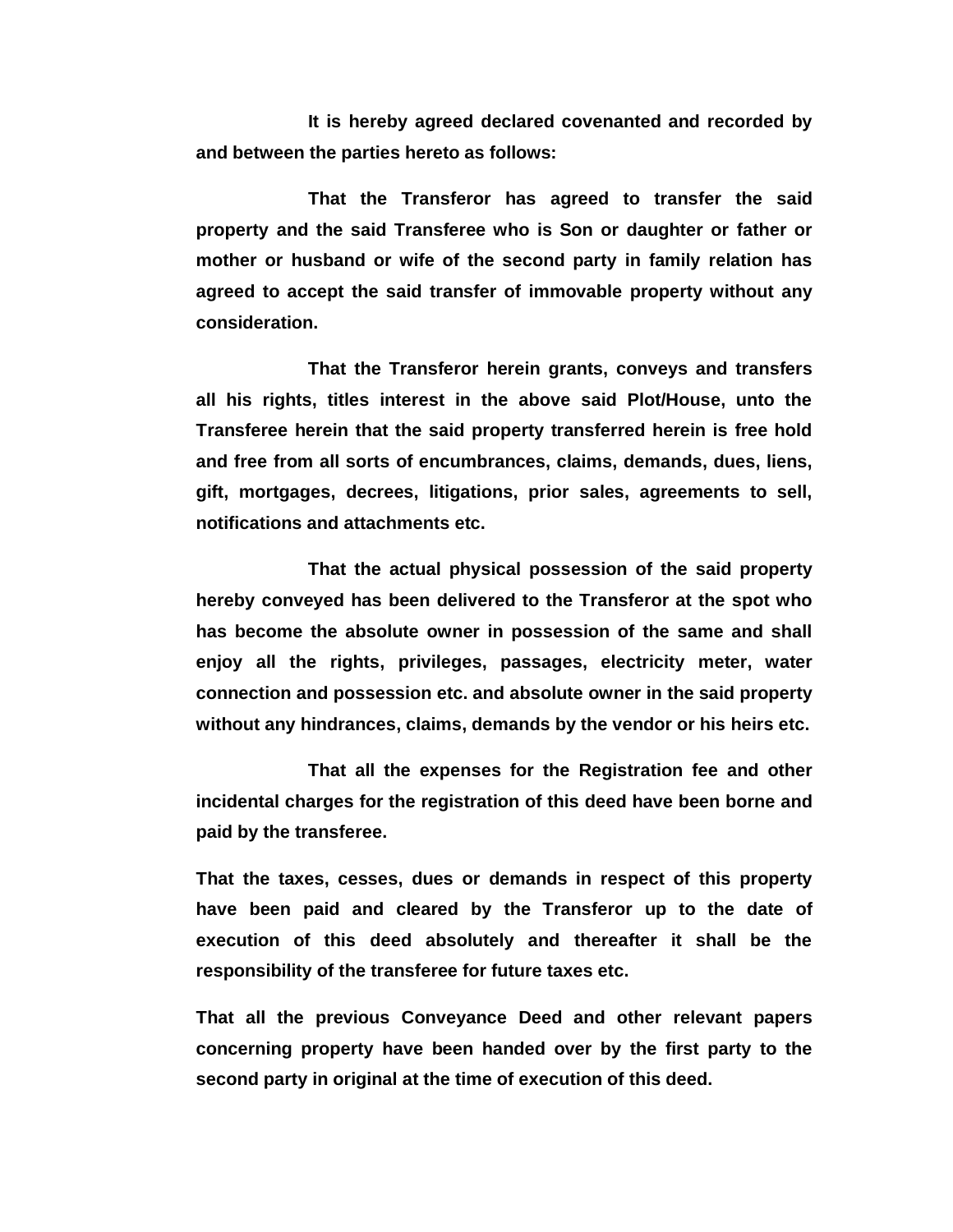**It is hereby agreed declared covenanted and recorded by and between the parties hereto as follows:**

**That the Transferor has agreed to transfer the said property and the said Transferee who is Son or daughter or father or mother or husband or wife of the second party in family relation has agreed to accept the said transfer of immovable property without any consideration.**

**That the Transferor herein grants, conveys and transfers all his rights, titles interest in the above said Plot/House, unto the Transferee herein that the said property transferred herein is free hold and free from all sorts of encumbrances, claims, demands, dues, liens, gift, mortgages, decrees, litigations, prior sales, agreements to sell, notifications and attachments etc.**

**That the actual physical possession of the said property hereby conveyed has been delivered to the Transferor at the spot who has become the absolute owner in possession of the same and shall enjoy all the rights, privileges, passages, electricity meter, water connection and possession etc. and absolute owner in the said property without any hindrances, claims, demands by the vendor or his heirs etc.**

**That all the expenses for the Registration fee and other incidental charges for the registration of this deed have been borne and paid by the transferee.**

**That the taxes, cesses, dues or demands in respect of this property have been paid and cleared by the Transferor up to the date of execution of this deed absolutely and thereafter it shall be the responsibility of the transferee for future taxes etc.**

**That all the previous Conveyance Deed and other relevant papers concerning property have been handed over by the first party to the second party in original at the time of execution of this deed.**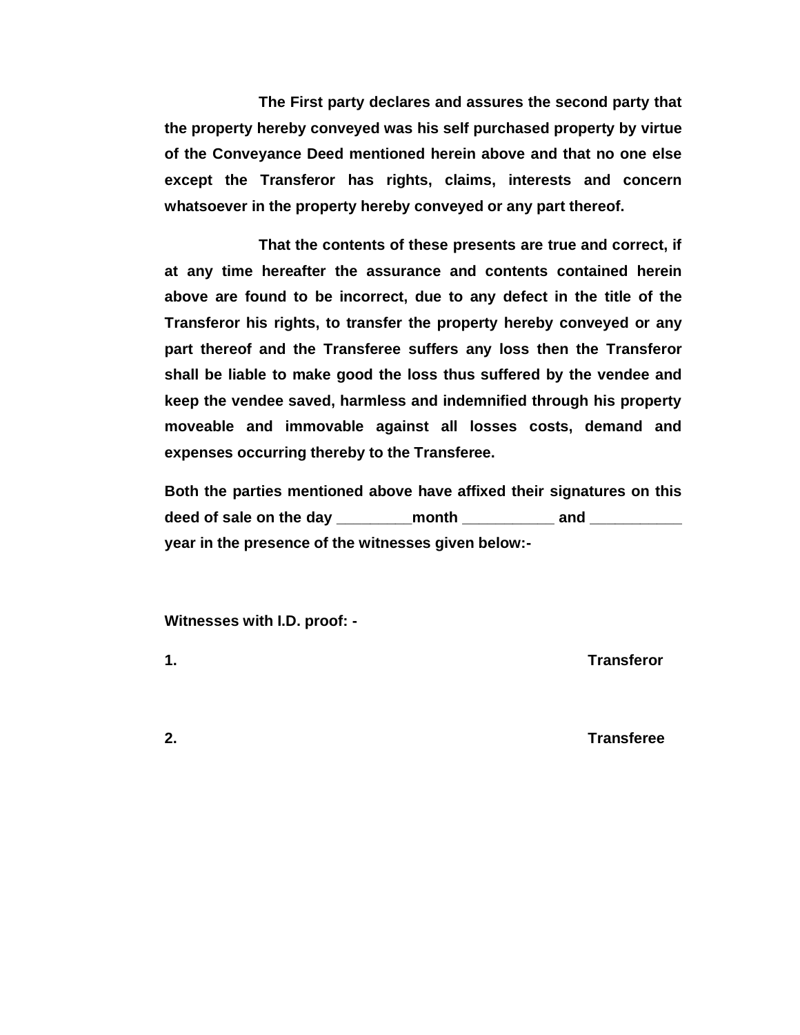**The First party declares and assures the second party that the property hereby conveyed was his self purchased property by virtue of the Conveyance Deed mentioned herein above and that no one else except the Transferor has rights, claims, interests and concern whatsoever in the property hereby conveyed or any part thereof.**

**That the contents of these presents are true and correct, if at any time hereafter the assurance and contents contained herein above are found to be incorrect, due to any defect in the title of the Transferor his rights, to transfer the property hereby conveyed or any part thereof and the Transferee suffers any loss then the Transferor shall be liable to make good the loss thus suffered by the vendee and keep the vendee saved, harmless and indemnified through his property moveable and immovable against all losses costs, demand and expenses occurring thereby to the Transferee.**

**Both the parties mentioned above have affixed their signatures on this deed of sale on the day _________month ___________ and ___________ year in the presence of the witnesses given below:-**

**Witnesses with I.D. proof: -**

**1.** **Transferor**

**2.** **Transferee**